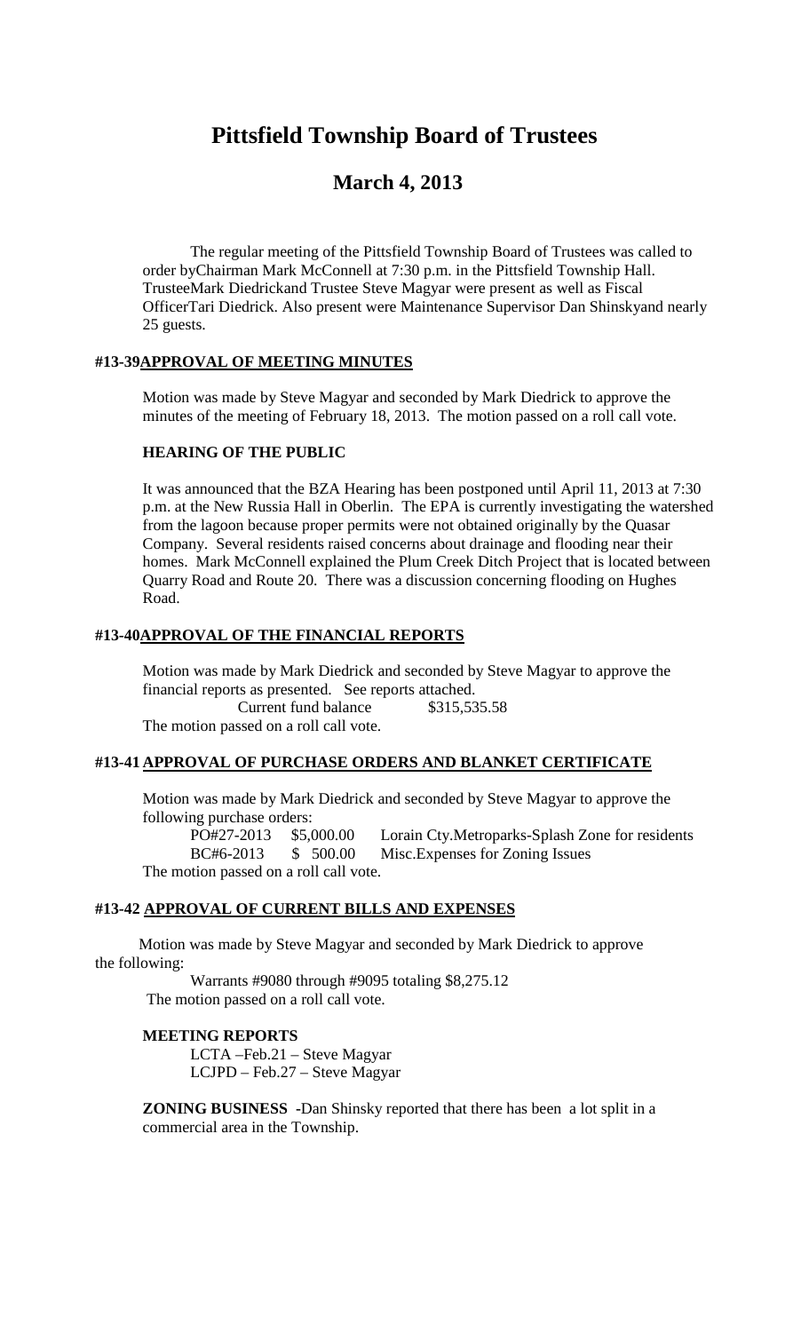# Pittsfield Township Board of Trustees

## March 4, 2013

The regular meeting of the Pittsfield Township Board of Trustees was called to order byChairman Mark McConnell at 7:30 p.m. in the Pittsfield Township Hall. TrusteeMark Diedrickand Trustee Steve Magyar were present as well as Fiscal OfficerTari Diedrick. Also present were Maintenance Supervisor Dan Shinskyand nearly 25 guests.

#### #13-39 APPROVAL OF MEETING MINUTES

Motion was made by Steve Magyar and seconded by Mark Diedrick to approve the minutes of the meeting of February 18, 2013. The motion passed on a roll call vote.

#### HEARING OF THE PUBLIC

It was announced that the BZA Hearing has been postponed until April 11, 2013 at 7:30 p.m. at the New Russia Hall in Oberlin. The EPA is currently investigating the watershed from the lagoon because proper permits were not obtained originally by the Quasar Company. Several residents raised concerns about drainage and flooding near their homes. Mark McConnell explained the Plum Creek Ditch Project that is located between Quarry Road and Route 20. There was a discussion concerning flooding on Hughes Road.

#### #13-40 APPROVAL OF THE FINANCIAL REPORTS

Motion was made by Mark Diedrick and seconded by Steve Magyar to approve the financial reports as presented. See reports attached.

Current fund balance $315,535.58

The motion passed on a roll call vote.

#### #13-41 APPROVAL OF PURCHASE ORDERS AND BLANKET CERTIFICATE

Motion was made by Mark Diedrick and seconded by Steve Magyar to approve the following purchase orders:

| | | |
|---|---|---|
| PO#27-2013 | $5,000.00 | Lorain Cty.Metroparks-Splash Zone for residents |
| BC#6-2013 | $ 500.00 | Misc.Expenses for Zoning Issues |

The motion passed on a roll call vote.

#### #13-42 APPROVAL OF CURRENT BILLS AND EXPENSES

Motion was made by Steve Magyar and seconded by Mark Diedrick to approve the following:

Warrants #9080 through #9095 totaling $8,275.12

The motion passed on a roll call vote.

#### MEETING REPORTS

LCTA –Feb.21 – Steve Magyar
LCJPD – Feb.27 – Steve Magyar

**ZONING BUSINESS** -Dan Shinsky reported that there has been a lot split in a commercial area in the Township.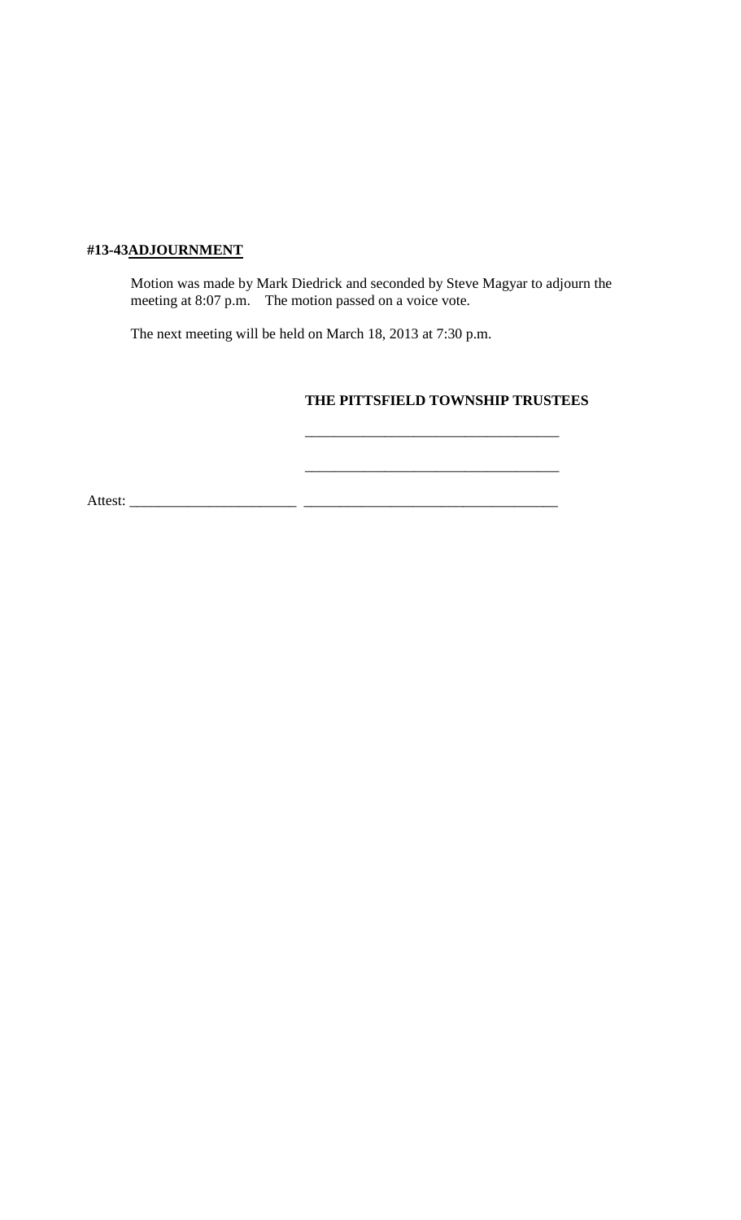**#13-43 ADJOURNMENT**

Motion was made by Mark Diedrick and seconded by Steve Magyar to adjourn the meeting at 8:07 p.m. The motion passed on a voice vote.

The next meeting will be held on March 18, 2013 at 7:30 p.m.

**THE PITTSFIELD TOWNSHIP TRUSTEES**

___________________________________

___________________________________

Attest: _______________________ ___________________________________